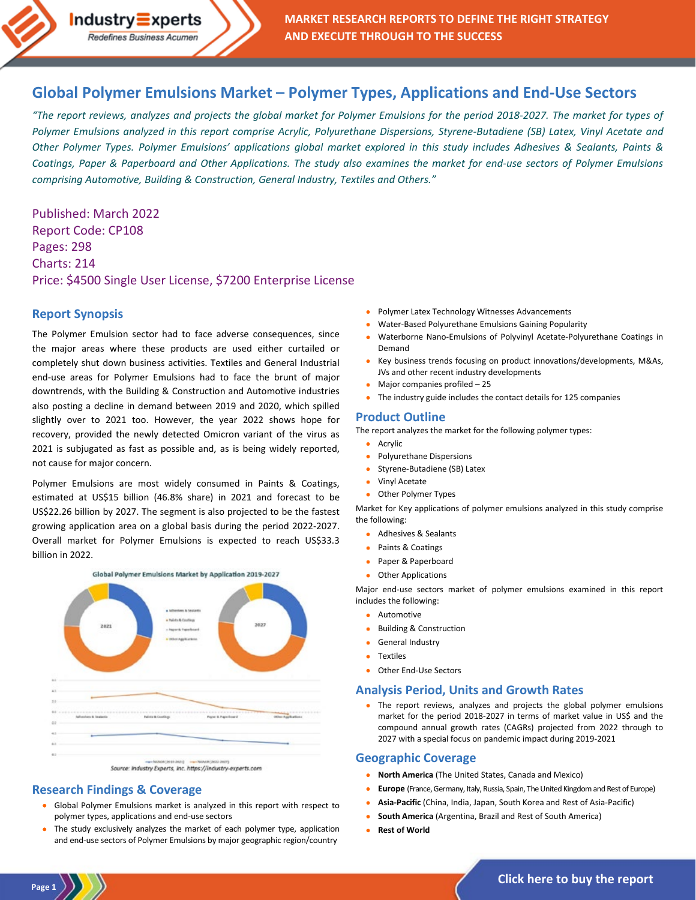# Global Polymer Emulsions Market – Polymer Types, Applications and End-Use Sectors

*"The report reviews, analyzes and projects the global market for Polymer Emulsions for the period 2018-2027. The market for types of Polymer Emulsions analyzed in this report comprise Acrylic, Polyurethane Dispersions, Styrene-Butadiene (SB) Latex, Vinyl Acetate and Other Polymer Types. Polymer Emulsions' applications global market explored in this study includes Adhesives & Sealants, Paints & Coatings, Paper & Paperboard and Other Applications. The study also examines the market for end-use sectors of Polymer Emulsions comprising Automotive, Building & Construction, General Industry, Textiles and Others."*

Published: March 2022
Report Code: CP108
Pages: 298
Charts: 214
Price: $4500 Single User License, $7200 Enterprise License

## Report Synopsis

The Polymer Emulsion sector had to face adverse consequences, since the major areas where these products are used either curtailed or completely shut down business activities. Textiles and General Industrial end-use areas for Polymer Emulsions had to face the brunt of major downtrends, with the Building & Construction and Automotive industries also posting a decline in demand between 2019 and 2020, which spilled slightly over to 2021 too. However, the year 2022 shows hope for recovery, provided the newly detected Omicron variant of the virus as 2021 is subjugated as fast as possible and, as is being widely reported, not cause for major concern.

Polymer Emulsions are most widely consumed in Paints & Coatings, estimated at US$15 billion (46.8% share) in 2021 and forecast to be US$22.26 billion by 2027. The segment is also projected to be the fastest growing application area on a global basis during the period 2022-2027. Overall market for Polymer Emulsions is expected to reach US$33.3 billion in 2022.

Global Polymer Emulsions Market by Application 2019-2027

Source: Industry Experts, Inc. https://industry-experts.com

## Research Findings & Coverage

- Global Polymer Emulsions market is analyzed in this report with respect to polymer types, applications and end-use sectors
- The study exclusively analyzes the market of each polymer type, application and end-use sectors of Polymer Emulsions by major geographic region/country
- Polymer Latex Technology Witnesses Advancements
- Water-Based Polyurethane Emulsions Gaining Popularity
- Waterborne Nano-Emulsions of Polyvinyl Acetate-Polyurethane Coatings in Demand
- Key business trends focusing on product innovations/developments, M&As, JVs and other recent industry developments
- Major companies profiled – 25
- The industry guide includes the contact details for 125 companies

## Product Outline

The report analyzes the market for the following polymer types:

- Acrylic
- Polyurethane Dispersions
- Styrene-Butadiene (SB) Latex
- Vinyl Acetate
- Other Polymer Types

Market for Key applications of polymer emulsions analyzed in this study comprise the following:

- Adhesives & Sealants
- Paints & Coatings
- Paper & Paperboard
- Other Applications

Major end-use sectors market of polymer emulsions examined in this report includes the following:

- Automotive
- Building & Construction
- General Industry
- Textiles
- Other End-Use Sectors

## Analysis Period, Units and Growth Rates

- The report reviews, analyzes and projects the global polymer emulsions market for the period 2018-2027 in terms of market value in US$ and the compound annual growth rates (CAGRs) projected from 2022 through to 2027 with a special focus on pandemic impact during 2019-2021

## Geographic Coverage

- **North America** (The United States, Canada and Mexico)
- **Europe** (France, Germany, Italy, Russia, Spain, The United Kingdom and Rest of Europe)
- **Asia-Pacific** (China, India, Japan, South Korea and Rest of Asia-Pacific)
- **South America** (Argentina, Brazil and Rest of South America)
- **Rest of World**

Click here to buy the report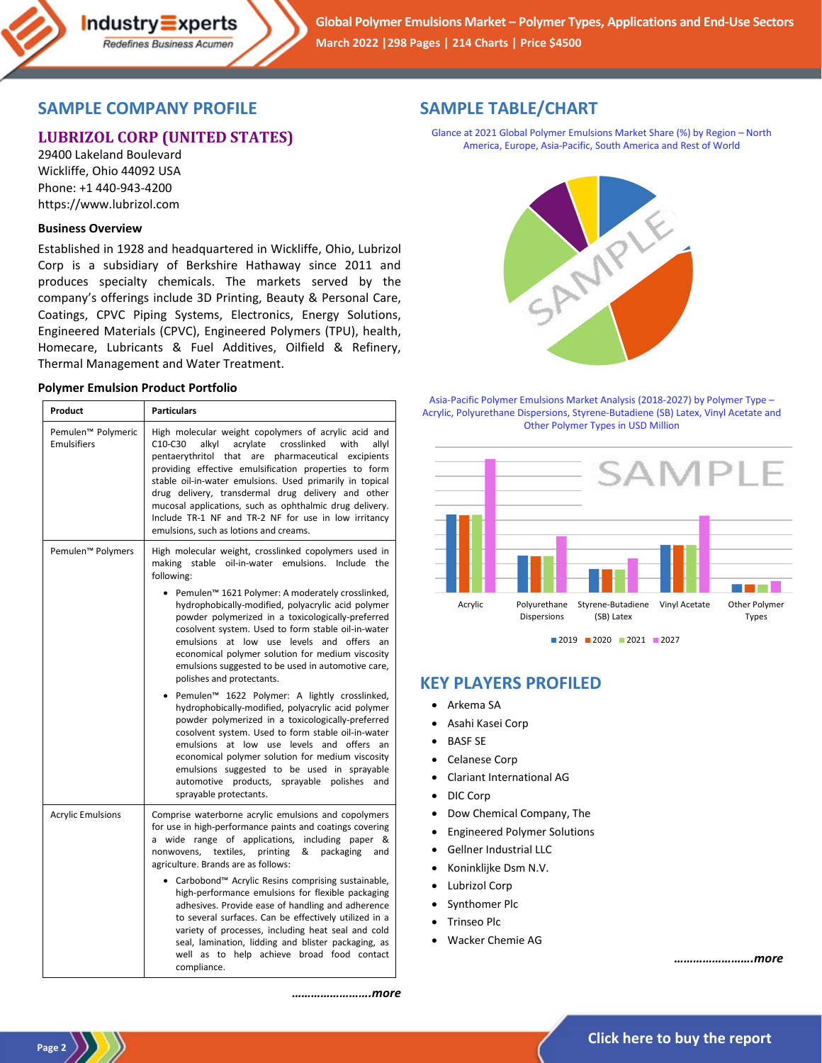## SAMPLE COMPANY PROFILE

### LUBRIZOL CORP (UNITED STATES)

29400 Lakeland Boulevard
Wickliffe, Ohio 44092 USA
Phone: +1 440-943-4200
https://www.lubrizol.com

**Business Overview**

Established in 1928 and headquartered in Wickliffe, Ohio, Lubrizol Corp is a subsidiary of Berkshire Hathaway since 2011 and produces specialty chemicals. The markets served by the company's offerings include 3D Printing, Beauty & Personal Care, Coatings, CPVC Piping Systems, Electronics, Energy Solutions, Engineered Materials (CPVC), Engineered Polymers (TPU), health, Homecare, Lubricants & Fuel Additives, Oilfield & Refinery, Thermal Management and Water Treatment.

**Polymer Emulsion Product Portfolio**

| Product | Particulars |
|---|---|
| Pemulen™ Polymeric Emulsifiers | High molecular weight copolymers of acrylic acid and C10-C30 alkyl acrylate crosslinked with allyl pentaerythritol that are pharmaceutical excipients providing effective emulsification properties to form stable oil-in-water emulsions. Used primarily in topical drug delivery, transdermal drug delivery and other mucosal applications, such as ophthalmic drug delivery. Include TR-1 NF and TR-2 NF for use in low irritancy emulsions, such as lotions and creams. |
| Pemulen™ Polymers | High molecular weight, crosslinked copolymers used in making stable oil-in-water emulsions. Include the following: <br>• Pemulen™ 1621 Polymer: A moderately crosslinked, hydrophobically-modified, polyacrylic acid polymer powder polymerized in a toxicologically-preferred cosolvent system. Used to form stable oil-in-water emulsions at low use levels and offers an economical polymer solution for medium viscosity emulsions suggested to be used in automotive care, polishes and protectants. <br>• Pemulen™ 1622 Polymer: A lightly crosslinked, hydrophobically-modified, polyacrylic acid polymer powder polymerized in a toxicologically-preferred cosolvent system. Used to form stable oil-in-water emulsions at low use levels and offers an economical polymer solution for medium viscosity emulsions suggested to be used in sprayable automotive products, sprayable polishes and sprayable protectants. |
| Acrylic Emulsions | Comprise waterborne acrylic emulsions and copolymers for use in high-performance paints and coatings covering a wide range of applications, including paper & nonwovens, textiles, printing & packaging and agriculture. Brands are as follows: <br>• Carbobond™ Acrylic Resins comprising sustainable, high-performance emulsions for flexible packaging adhesives. Provide ease of handling and adherence to several surfaces. Can be effectively utilized in a variety of processes, including heat seal and cold seal, lamination, lidding and blister packaging, as well as to help achieve broad food contact compliance. |

***……………………more***

## SAMPLE TABLE/CHART

Glance at 2021 Global Polymer Emulsions Market Share (%) by Region – North America, Europe, Asia-Pacific, South America and Rest of World

Asia-Pacific Polymer Emulsions Market Analysis (2018-2027) by Polymer Type – Acrylic, Polyurethane Dispersions, Styrene-Butadiene (SB) Latex, Vinyl Acetate and Other Polymer Types in USD Million

## KEY PLAYERS PROFILED

- Arkema SA
- Asahi Kasei Corp
- BASF SE
- Celanese Corp
- Clariant International AG
- DIC Corp
- Dow Chemical Company, The
- Engineered Polymer Solutions
- Gellner Industrial LLC
- Koninklijke Dsm N.V.
- Lubrizol Corp
- Synthomer Plc
- Trinseo Plc
- Wacker Chemie AG

***……………………more***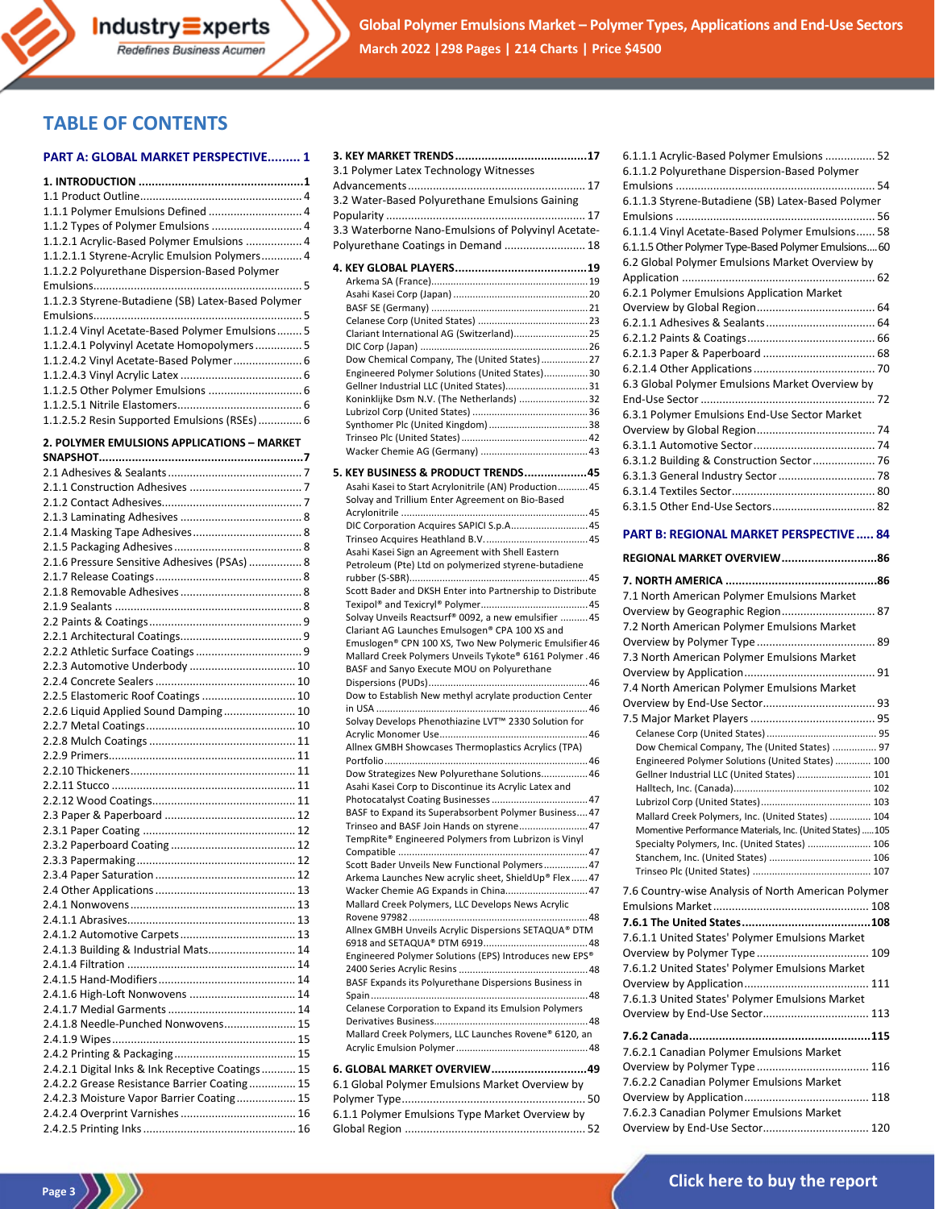# TABLE OF CONTENTS

**PART A: GLOBAL MARKET PERSPECTIVE......... 1**

**1. INTRODUCTION ................................................1**
1.1 Product Outline.................................................... 4
1.1.1 Polymer Emulsions Defined ............................. 4
1.1.2 Types of Polymer Emulsions ............................ 4
1.1.2.1 Acrylic-Based Polymer Emulsions ................. 4
1.1.2.1.1 Styrene-Acrylic Emulsion Polymers............ 4
1.1.2.2 Polyurethane Dispersion-Based Polymer Emulsions.................................................................. 5
1.1.2.3 Styrene-Butadiene (SB) Latex-Based Polymer Emulsions.................................................................. 5
1.1.2.4 Vinyl Acetate-Based Polymer Emulsions........ 5
1.1.2.4.1 Polyvinyl Acetate Homopolymers............... 5
1.1.2.4.2 Vinyl Acetate-Based Polymer...................... 6
1.1.2.4.3 Vinyl Acrylic Latex ...................................... 6
1.1.2.5 Other Polymer Emulsions .............................. 6
1.1.2.5.1 Nitrile Elastomers........................................ 6
1.1.2.5.2 Resin Supported Emulsions (RSEs) ............. 6

**2. POLYMER EMULSIONS APPLICATIONS – MARKET SNAPSHOT.............................................................7**
2.1 Adhesives & Sealants ........................................... 7
2.1.1 Construction Adhesives .................................... 7
2.1.2 Contact Adhesives............................................. 7
2.1.3 Laminating Adhesives ....................................... 8
2.1.4 Masking Tape Adhesives................................... 8
2.1.5 Packaging Adhesives......................................... 8
2.1.6 Pressure Sensitive Adhesives (PSAs) ................. 8
2.1.7 Release Coatings ............................................... 8
2.1.8 Removable Adhesives ....................................... 8
2.1.9 Sealants ............................................................ 8
2.2 Paints & Coatings................................................. 9
2.2.1 Architectural Coatings....................................... 9
2.2.2 Athletic Surface Coatings .................................. 9
2.2.3 Automotive Underbody .................................. 10
2.2.4 Concrete Sealers ............................................. 10
2.2.5 Elastomeric Roof Coatings .............................. 10
2.2.6 Liquid Applied Sound Damping ....................... 10
2.2.7 Metal Coatings................................................ 10
2.2.8 Mulch Coatings ............................................... 11
2.2.9 Primers............................................................ 11
2.2.10 Thickeners..................................................... 11
2.2.11 Stucco ........................................................... 11
2.2.12 Wood Coatings.............................................. 11
2.3 Paper & Paperboard ........................................... 12
2.3.1 Paper Coating ................................................. 12
2.3.2 Paperboard Coating ........................................ 12
2.3.3 Packaging ........................................................ 12
2.3.4 Paper Saturation ............................................. 12
2.4 Other Applications ............................................. 13
2.4.1 Nonwovens ..................................................... 13
2.4.1.1 Abrasives..................................................... 13
2.4.1.2 Automotive Carpets .................................... 13
2.4.1.3 Building & Industrial Mats............................ 14
2.4.1.4 Filtration ..................................................... 14
2.4.1.5 Hand-Modifiers ............................................ 14
2.4.1.6 High-Loft Nonwovens .................................. 14
2.4.1.7 Medial Garments ......................................... 14
2.4.1.8 Needle-Punched Nonwovens....................... 15
2.4.1.9 Wipes........................................................... 15
2.4.2 Printing & Packaging ....................................... 15
2.4.2.1 Digital Inks & Ink Receptive Coatings........... 15
2.4.2.2 Grease Resistance Barrier Coating ............... 15
2.4.2.3 Moisture Vapor Barrier Coating................... 15
2.4.2.4 Overprint Varnishes .................................... 16
2.4.2.5 Printing Inks ................................................ 16

**3. KEY MARKET TRENDS........................................17**
3.1 Polymer Latex Technology Witnesses Advancements........................................................ 17
3.2 Water-Based Polyurethane Emulsions Gaining Popularity ............................................................... 17
3.3 Waterborne Nano-Emulsions of Polyvinyl Acetate-Polyurethane Coatings in Demand .......................... 18

**4. KEY GLOBAL PLAYERS.......................................19**
Arkema SA (France)........................................................19
Asahi Kasei Corp (Japan) ................................................20
BASF SE (Germany) ........................................................21
Celanese Corp (United States) .......................................23
Clariant International AG (Switzerland)..........................25
DIC Corp (Japan) ............................................................26
Dow Chemical Company, The (United States).................27
Engineered Polymer Solutions (United States)................30
Gellner Industrial LLC (United States).............................31
Koninklijke Dsm N.V. (The Netherlands) .........................32
Lubrizol Corp (United States) .........................................36
Synthomer Plc (United Kingdom)....................................38
Trinseo Plc (United States) .............................................42
Wacker Chemie AG (Germany) .......................................43

**5. KEY BUSINESS & PRODUCT TRENDS...................45**
Asahi Kasei to Start Acrylonitrile (AN) Production...........45
Solvay and Trillium Enter Agreement on Bio-Based Acrylonitrile ...................................................................45
DIC Corporation Acquires SAPICI S.p.A............................45
Trinseo Acquires Heathland B.V.....................................45
Asahi Kasei Sign an Agreement with Shell Eastern Petroleum (Pte) Ltd on polymerized styrene-butadiene rubber (S-SBR)................................................................45
Scott Bader and DKSH Enter into Partnership to Distribute Texipol® and Texicryl® Polymer.......................................45
Solvay Unveils Reactsurf® 0092, a new emulsifier ..........45
Clariant AG Launches Emulsogen® CPA 100 XS and Emulsogen® CPN 100 XS, Two New Polymeric Emulsifier 46
Mallard Creek Polymers Unveils Tykote® 6161 Polymer .46
BASF and Sanyo Execute MOU on Polyurethane Dispersions (PUDs)..........................................................46
Dow to Establish New methyl acrylate production Center in USA .............................................................................46
Solvay Develops Phenothiazine LVT™ 2330 Solution for Acrylic Monomer Use......................................................46
Allnex GMBH Showcases Thermoplastics Acrylics (TPA) Portfolio.........................................................................46
Dow Strategizes New Polyurethane Solutions.................46
Asahi Kasei Corp to Discontinue its Acrylic Latex and Photocatalyst Coating Businesses ...................................47
BASF to Expand its Superabsorbent Polymer Business....47
Trinseo and BASF Join Hands on styrene.........................47
TempRite® Engineered Polymers from Lubrizon is Vinyl Compatible ....................................................................47
Scott Bader Unveils New Functional Polymers................47
Arkema Launches New acrylic sheet, ShieldUp® Flex......47
Wacker Chemie AG Expands in China.............................47
Mallard Creek Polymers, LLC Develops News Acrylic Rovene 97982 ................................................................48
Allnex GMBH Unveils Acrylic Dispersions SETAQUA® DTM 6918 and SETAQUA® DTM 6919......................................48
Engineered Polymer Solutions (EPS) Introduces new EPS® 2400 Series Acrylic Resins ..............................................48
BASF Expands its Polyurethane Dispersions Business in Spain ..............................................................................48
Celanese Corporation to Expand its Emulsion Polymers Derivatives Business........................................................48
Mallard Creek Polymers, LLC Launches Rovene® 6120, an Acrylic Emulsion Polymer ................................................48

**6. GLOBAL MARKET OVERVIEW.............................49**
6.1 Global Polymer Emulsions Market Overview by Polymer Type.......................................................... 50
6.1.1 Polymer Emulsions Type Market Overview by Global Region ......................................................... 52
6.1.1.1 Acrylic-Based Polymer Emulsions ................ 52
6.1.1.2 Polyurethane Dispersion-Based Polymer Emulsions ............................................................... 54
6.1.1.3 Styrene-Butadiene (SB) Latex-Based Polymer Emulsions ............................................................... 56
6.1.1.4 Vinyl Acetate-Based Polymer Emulsions...... 58
6.1.1.5 Other Polymer Type-Based Polymer Emulsions.... 60
6.2 Global Polymer Emulsions Market Overview by Application ............................................................. 62
6.2.1 Polymer Emulsions Application Market Overview by Global Region...................................... 64
6.2.1.1 Adhesives & Sealants................................... 64
6.2.1.2 Paints & Coatings......................................... 66
6.2.1.3 Paper & Paperboard .................................... 68
6.2.1.4 Other Applications ....................................... 70
6.3 Global Polymer Emulsions Market Overview by End-Use Sector ........................................................ 72
6.3.1 Polymer Emulsions End-Use Sector Market Overview by Global Region...................................... 74
6.3.1.1 Automotive Sector....................................... 74
6.3.1.2 Building & Construction Sector.................... 76
6.3.1.3 General Industry Sector ............................... 78
6.3.1.4 Textiles Sector.............................................. 80
6.3.1.5 Other End-Use Sectors................................. 82

**PART B: REGIONAL MARKET PERSPECTIVE..... 84**

**REGIONAL MARKET OVERVIEW.............................86**

**7. NORTH AMERICA ..............................................86**
7.1 North American Polymer Emulsions Market Overview by Geographic Region.............................. 87
7.2 North American Polymer Emulsions Market Overview by Polymer Type ...................................... 89
7.3 North American Polymer Emulsions Market Overview by Application.......................................... 91
7.4 North American Polymer Emulsions Market Overview by End-Use Sector.................................... 93
7.5 Major Market Players ........................................ 95
Celanese Corp (United States) ....................................... 95
Dow Chemical Company, The (United States) ................ 97
Engineered Polymer Solutions (United States) ............. 100
Gellner Industrial LLC (United States) ........................... 101
Halltech, Inc. (Canada).................................................. 102
Lubrizol Corp (United States)........................................ 103
Mallard Creek Polymers, Inc. (United States) ............... 104
Momentive Performance Materials, Inc. (United States).....105
Specialty Polymers, Inc. (United States) ....................... 106
Stanchem, Inc. (United States) ..................................... 106
Trinseo Plc (United States) ........................................... 107
7.6 Country-wise Analysis of North American Polymer Emulsions Market.................................................. 108
**7.6.1 The United States.......................................108**
7.6.1.1 United States' Polymer Emulsions Market Overview by Polymer Type .................................... 109
7.6.1.2 United States' Polymer Emulsions Market Overview by Application........................................ 111
7.6.1.3 United States' Polymer Emulsions Market Overview by End-Use Sector.................................. 113

**7.6.2 Canada.......................................................115**
7.6.2.1 Canadian Polymer Emulsions Market Overview by Polymer Type .................................... 116
7.6.2.2 Canadian Polymer Emulsions Market Overview by Application........................................ 118
7.6.2.3 Canadian Polymer Emulsions Market Overview by End-Use Sector.................................. 120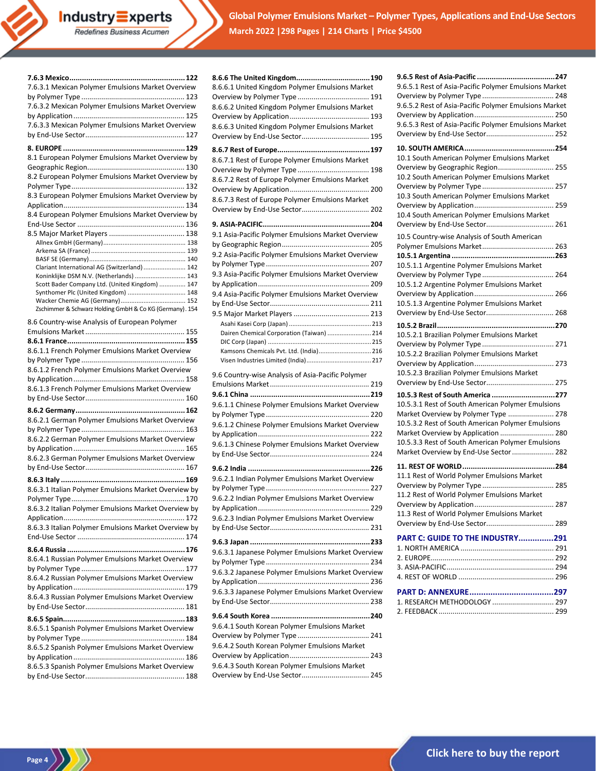**7.6.3 Mexico....................................................122**
7.6.3.1 Mexican Polymer Emulsions Market Overview by Polymer Type.................................................. 123
7.6.3.2 Mexican Polymer Emulsions Market Overview by Application...................................................... 125
7.6.3.3 Mexican Polymer Emulsions Market Overview by End-Use Sector................................................ 127

**8. EUROPE........................................................129**
8.1 European Polymer Emulsions Market Overview by Geographic Region................................................ 130
8.2 European Polymer Emulsions Market Overview by Polymer Type....................................................... 132
8.3 European Polymer Emulsions Market Overview by Application............................................................ 134
8.4 European Polymer Emulsions Market Overview by End-Use Sector ..................................................... 136
8.5 Major Market Players ...................................... 138
Allnex GmbH (Germany)............................................... 138
Arkema SA (France) ..................................................... 139
BASF SE (Germany)...................................................... 140
Clariant International AG (Switzerland) ........................ 142
Koninklijke DSM N.V. (Netherlands) ............................. 143
Scott Bader Company Ltd. (United Kingdom) ............... 147
Synthomer Plc (United Kingdom) ................................. 148
Wacker Chemie AG (Germany)..................................... 152
Zschimmer & Schwarz Holding GmbH & Co KG (Germany). 154

8.6 Country-wise Analysis of European Polymer Emulsions Market................................................. 155
**8.6.1 France......................................................155**
8.6.1.1 French Polymer Emulsions Market Overview by Polymer Type.................................................. 156
8.6.1.2 French Polymer Emulsions Market Overview by Application...................................................... 158
8.6.1.3 French Polymer Emulsions Market Overview by End-Use Sector................................................ 160

**8.6.2 Germany..................................................162**
8.6.2.1 German Polymer Emulsions Market Overview by Polymer Type.................................................. 163
8.6.2.2 German Polymer Emulsions Market Overview by Application...................................................... 165
8.6.2.3 German Polymer Emulsions Market Overview by End-Use Sector................................................ 167

**8.6.3 Italy........................................................169**
8.6.3.1 Italian Polymer Emulsions Market Overview by Polymer Type....................................................... 170
8.6.3.2 Italian Polymer Emulsions Market Overview by Application............................................................ 172
8.6.3.3 Italian Polymer Emulsions Market Overview by End-Use Sector ..................................................... 174

**8.6.4 Russia ......................................................176**
8.6.4.1 Russian Polymer Emulsions Market Overview by Polymer Type.................................................. 177
8.6.4.2 Russian Polymer Emulsions Market Overview by Application...................................................... 179
8.6.4.3 Russian Polymer Emulsions Market Overview by End-Use Sector................................................ 181

**8.6.5 Spain.......................................................183**
8.6.5.1 Spanish Polymer Emulsions Market Overview by Polymer Type.................................................. 184
8.6.5.2 Spanish Polymer Emulsions Market Overview by Application...................................................... 186
8.6.5.3 Spanish Polymer Emulsions Market Overview by End-Use Sector................................................ 188

**8.6.6 The United Kingdom..................................190**
8.6.6.1 United Kingdom Polymer Emulsions Market Overview by Polymer Type .................................. 191
8.6.6.2 United Kingdom Polymer Emulsions Market Overview by Application....................................... 193
8.6.6.3 United Kingdom Polymer Emulsions Market Overview by End-Use Sector................................ 195

**8.6.7 Rest of Europe..........................................197**
8.6.7.1 Rest of Europe Polymer Emulsions Market Overview by Polymer Type .................................. 198
8.6.7.2 Rest of Europe Polymer Emulsions Market Overview by Application....................................... 200
8.6.7.3 Rest of Europe Polymer Emulsions Market Overview by End-Use Sector................................ 202

**9. ASIA-PACIFIC.................................................204**
9.1 Asia-Pacific Polymer Emulsions Market Overview by Geographic Region........................................... 205
9.2 Asia-Pacific Polymer Emulsions Market Overview by Polymer Type.................................................. 207
9.3 Asia-Pacific Polymer Emulsions Market Overview by Application...................................................... 209
9.4 Asia-Pacific Polymer Emulsions Market Overview by End-Use Sector................................................ 211
9.5 Major Market Players ...................................... 213
Asahi Kasei Corp (Japan) ............................................. 213
Dairen Chemical Corporation (Taiwan) ........................ 214
DIC Corp (Japan) .......................................................... 215
Kamsons Chemicals Pvt. Ltd. (India)............................ 216
Visen Industries Limited (India).................................... 217

9.6 Country-wise Analysis of Asia-Pacific Polymer Emulsions Market................................................ 219
**9.6.1 China .......................................................219**
9.6.1.1 Chinese Polymer Emulsions Market Overview by Polymer Type.................................................. 220
9.6.1.2 Chinese Polymer Emulsions Market Overview by Application...................................................... 222
9.6.1.3 Chinese Polymer Emulsions Market Overview by End-Use Sector................................................ 224

**9.6.2 India .........................................................226**
9.6.2.1 Indian Polymer Emulsions Market Overview by Polymer Type.................................................. 227
9.6.2.2 Indian Polymer Emulsions Market Overview by Application...................................................... 229
9.6.2.3 Indian Polymer Emulsions Market Overview by End-Use Sector................................................ 231

**9.6.3 Japan .......................................................233**
9.6.3.1 Japanese Polymer Emulsions Market Overview by Polymer Type.................................................. 234
9.6.3.2 Japanese Polymer Emulsions Market Overview by Application...................................................... 236
9.6.3.3 Japanese Polymer Emulsions Market Overview by End-Use Sector................................................ 238

**9.6.4 South Korea .............................................240**
9.6.4.1 South Korean Polymer Emulsions Market Overview by Polymer Type .................................. 241
9.6.4.2 South Korean Polymer Emulsions Market Overview by Application....................................... 243
9.6.4.3 South Korean Polymer Emulsions Market Overview by End-Use Sector................................ 245

**9.6.5 Rest of Asia-Pacific ....................................247**
9.6.5.1 Rest of Asia-Pacific Polymer Emulsions Market Overview by Polymer Type .................................. 248
9.6.5.2 Rest of Asia-Pacific Polymer Emulsions Market Overview by Application....................................... 250
9.6.5.3 Rest of Asia-Pacific Polymer Emulsions Market Overview by End-Use Sector................................ 252

**10. SOUTH AMERICA..........................................254**
10.1 South American Polymer Emulsions Market Overview by Geographic Region........................... 255
10.2 South American Polymer Emulsions Market Overview by Polymer Type .................................. 257
10.3 South American Polymer Emulsions Market Overview by Application....................................... 259
10.4 South American Polymer Emulsions Market Overview by End-Use Sector................................ 261

10.5 Country-wise Analysis of South American Polymer Emulsions Market................................... 263
**10.5.1 Argentina ...............................................263**
10.5.1.1 Argentine Polymer Emulsions Market Overview by Polymer Type .................................. 264
10.5.1.2 Argentine Polymer Emulsions Market Overview by Application....................................... 266
10.5.1.3 Argentine Polymer Emulsions Market Overview by End-Use Sector................................ 268

**10.5.2 Brazil......................................................270**
10.5.2.1 Brazilian Polymer Emulsions Market Overview by Polymer Type .................................. 271
10.5.2.2 Brazilian Polymer Emulsions Market Overview by Application....................................... 273
10.5.2.3 Brazilian Polymer Emulsions Market Overview by End-Use Sector................................ 275

**10.5.3 Rest of South America ............................277**
10.5.3.1 Rest of South American Polymer Emulsions Market Overview by Polymer Type ...................... 278
10.5.3.2 Rest of South American Polymer Emulsions Market Overview by Application .......................... 280
10.5.3.3 Rest of South American Polymer Emulsions Market Overview by End-Use Sector.................... 282

**11. REST OF WORLD...........................................284**
11.1 Rest of World Polymer Emulsions Market Overview by Polymer Type .................................. 285
11.2 Rest of World Polymer Emulsions Market Overview by Application....................................... 287
11.3 Rest of World Polymer Emulsions Market Overview by End-Use Sector................................ 289

**PART C: GUIDE TO THE INDUSTRY...............291**
1. NORTH AMERICA .............................................. 291
2. EUROPE............................................................ 292
3. ASIA-PACIFIC.................................................... 294
4. REST OF WORLD ............................................... 296

**PART D: ANNEXURE....................................297**
1. RESEARCH METHODOLOGY .............................. 297
2. FEEDBACK ........................................................ 299

Click here to buy the report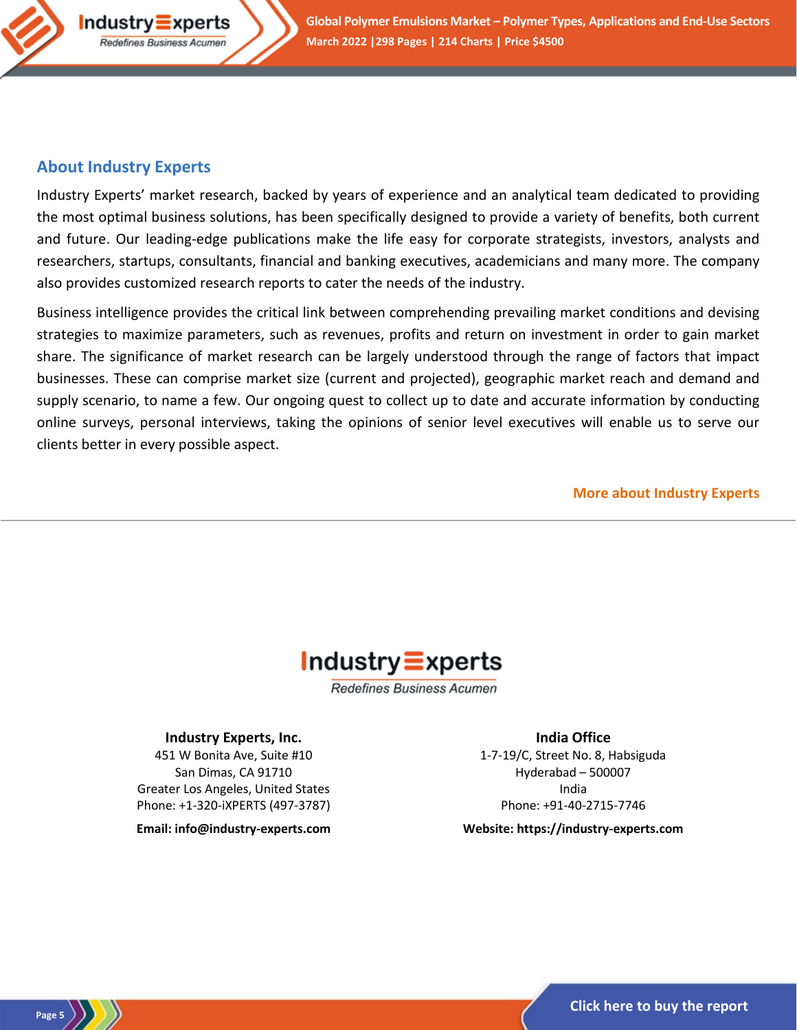## About Industry Experts

Industry Experts' market research, backed by years of experience and an analytical team dedicated to providing the most optimal business solutions, has been specifically designed to provide a variety of benefits, both current and future. Our leading-edge publications make the life easy for corporate strategists, investors, analysts and researchers, startups, consultants, financial and banking executives, academicians and many more. The company also provides customized research reports to cater the needs of the industry.

Business intelligence provides the critical link between comprehending prevailing market conditions and devising strategies to maximize parameters, such as revenues, profits and return on investment in order to gain market share. The significance of market research can be largely understood through the range of factors that impact businesses. These can comprise market size (current and projected), geographic market reach and demand and supply scenario, to name a few. Our ongoing quest to collect up to date and accurate information by conducting online surveys, personal interviews, taking the opinions of senior level executives will enable us to serve our clients better in every possible aspect.

**More about Industry Experts**

---

Industry Experts

*Redefines Business Acumen*

**Industry Experts, Inc.**
451 W Bonita Ave, Suite #10
San Dimas, CA 91710
Greater Los Angeles, United States
Phone: +1-320-iXPERTS (497-3787)

**Email: info@industry-experts.com**

**India Office**
1-7-19/C, Street No. 8, Habsiguda
Hyderabad – 500007
India
Phone: +91-40-2715-7746

**Website: https://industry-experts.com**

**Click here to buy the report**